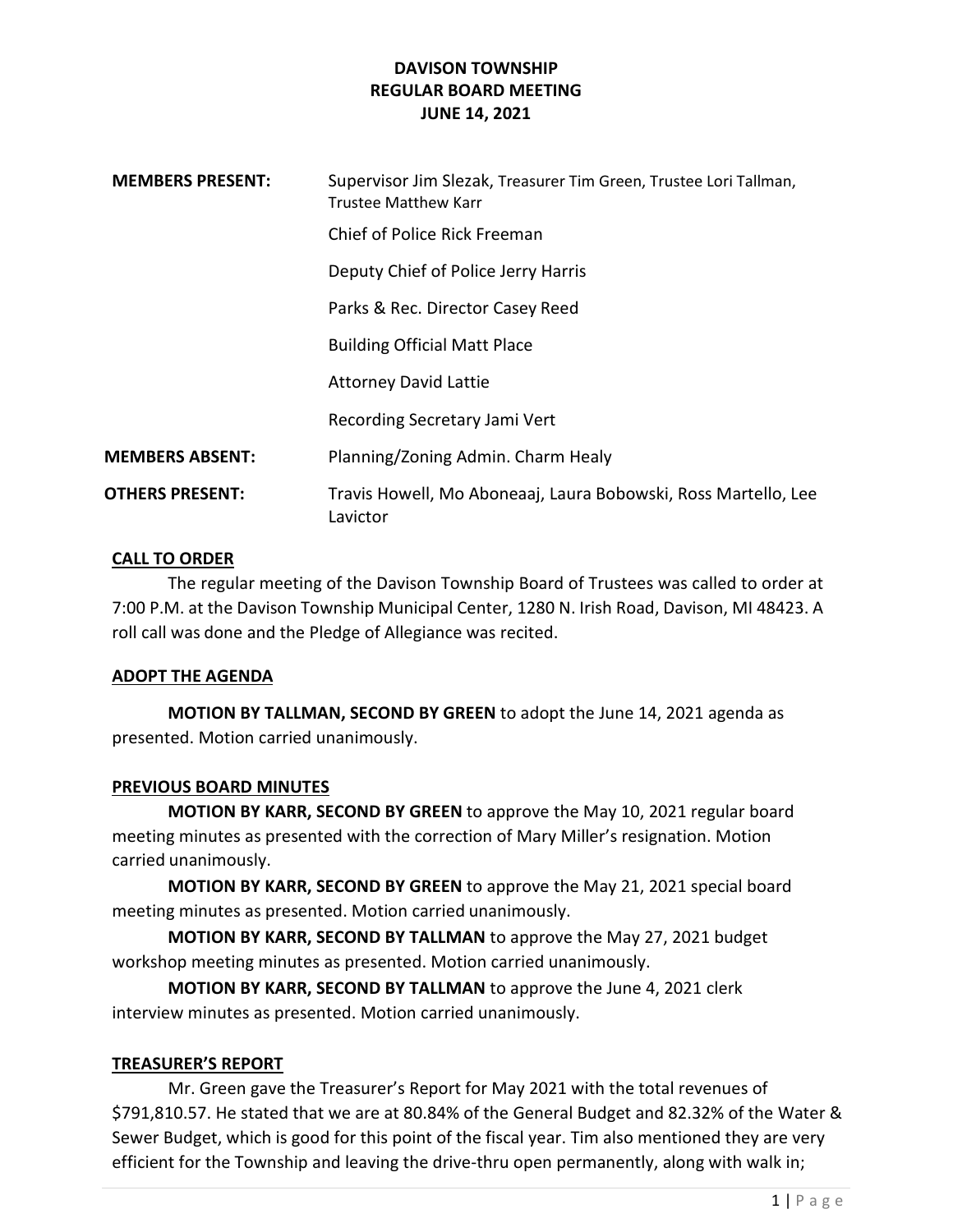# DAVISON TOWNSHIP
## REGULAR BOARD MEETING
### JUNE 14, 2021

| | |
|---|---|
| **MEMBERS PRESENT:** | Supervisor Jim Slezak, Treasurer Tim Green, Trustee Lori Tallman, Trustee Matthew Karr |
| | Chief of Police Rick Freeman |
| | Deputy Chief of Police Jerry Harris |
| | Parks & Rec. Director Casey Reed |
| | Building Official Matt Place |
| | Attorney David Lattie |
| | Recording Secretary Jami Vert |
| **MEMBERS ABSENT:** | Planning/Zoning Admin. Charm Healy |
| **OTHERS PRESENT:** | Travis Howell, Mo Aboneaaj, Laura Bobowski, Ross Martello, Lee Lavictor |

**CALL TO ORDER**

The regular meeting of the Davison Township Board of Trustees was called to order at 7:00 P.M. at the Davison Township Municipal Center, 1280 N. Irish Road, Davison, MI 48423. A roll call was done and the Pledge of Allegiance was recited.

**ADOPT THE AGENDA**

**MOTION BY TALLMAN, SECOND BY GREEN** to adopt the June 14, 2021 agenda as presented. Motion carried unanimously.

**PREVIOUS BOARD MINUTES**

**MOTION BY KARR, SECOND BY GREEN** to approve the May 10, 2021 regular board meeting minutes as presented with the correction of Mary Miller's resignation. Motion carried unanimously.

**MOTION BY KARR, SECOND BY GREEN** to approve the May 21, 2021 special board meeting minutes as presented. Motion carried unanimously.

**MOTION BY KARR, SECOND BY TALLMAN** to approve the May 27, 2021 budget workshop meeting minutes as presented. Motion carried unanimously.

**MOTION BY KARR, SECOND BY TALLMAN** to approve the June 4, 2021 clerk interview minutes as presented. Motion carried unanimously.

**TREASURER'S REPORT**

Mr. Green gave the Treasurer's Report for May 2021 with the total revenues of $791,810.57. He stated that we are at 80.84% of the General Budget and 82.32% of the Water & Sewer Budget, which is good for this point of the fiscal year. Tim also mentioned they are very efficient for the Township and leaving the drive-thru open permanently, along with walk in;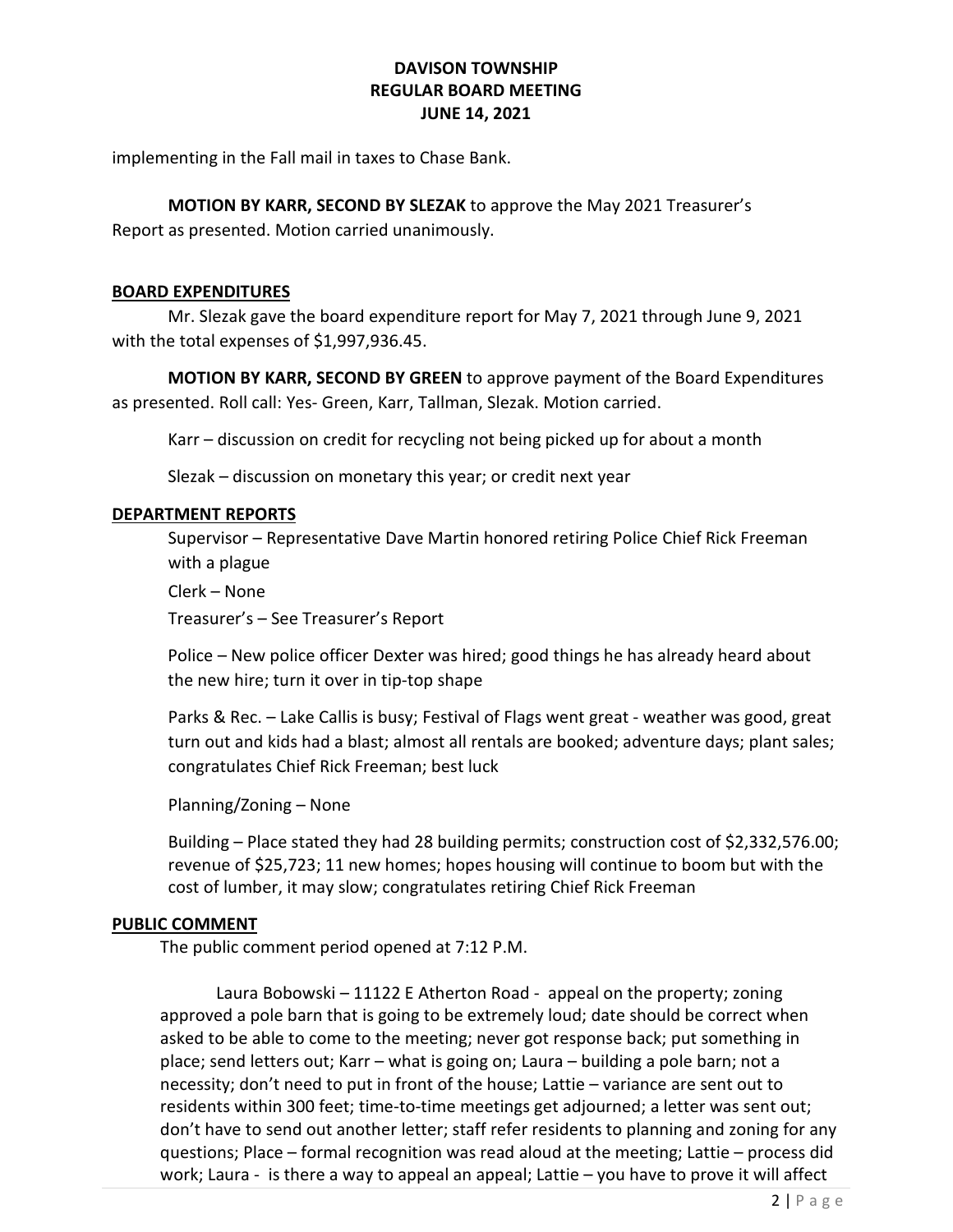implementing in the Fall mail in taxes to Chase Bank.

**MOTION BY KARR, SECOND BY SLEZAK** to approve the May 2021 Treasurer's Report as presented. Motion carried unanimously.

## BOARD EXPENDITURES

Mr. Slezak gave the board expenditure report for May 7, 2021 through June 9, 2021 with the total expenses of $1,997,936.45.

**MOTION BY KARR, SECOND BY GREEN** to approve payment of the Board Expenditures as presented. Roll call: Yes- Green, Karr, Tallman, Slezak. Motion carried.

Karr – discussion on credit for recycling not being picked up for about a month

Slezak – discussion on monetary this year; or credit next year

## DEPARTMENT REPORTS

Supervisor – Representative Dave Martin honored retiring Police Chief Rick Freeman with a plague

Clerk – None

Treasurer's – See Treasurer's Report

Police – New police officer Dexter was hired; good things he has already heard about the new hire; turn it over in tip-top shape

Parks & Rec. – Lake Callis is busy; Festival of Flags went great - weather was good, great turn out and kids had a blast; almost all rentals are booked; adventure days; plant sales; congratulates Chief Rick Freeman; best luck

Planning/Zoning – None

Building – Place stated they had 28 building permits; construction cost of $2,332,576.00; revenue of $25,723; 11 new homes; hopes housing will continue to boom but with the cost of lumber, it may slow; congratulates retiring Chief Rick Freeman

## PUBLIC COMMENT

The public comment period opened at 7:12 P.M.

Laura Bobowski – 11122 E Atherton Road - appeal on the property; zoning approved a pole barn that is going to be extremely loud; date should be correct when asked to be able to come to the meeting; never got response back; put something in place; send letters out; Karr – what is going on; Laura – building a pole barn; not a necessity; don't need to put in front of the house; Lattie – variance are sent out to residents within 300 feet; time-to-time meetings get adjourned; a letter was sent out; don't have to send out another letter; staff refer residents to planning and zoning for any questions; Place – formal recognition was read aloud at the meeting; Lattie – process did work; Laura - is there a way to appeal an appeal; Lattie – you have to prove it will affect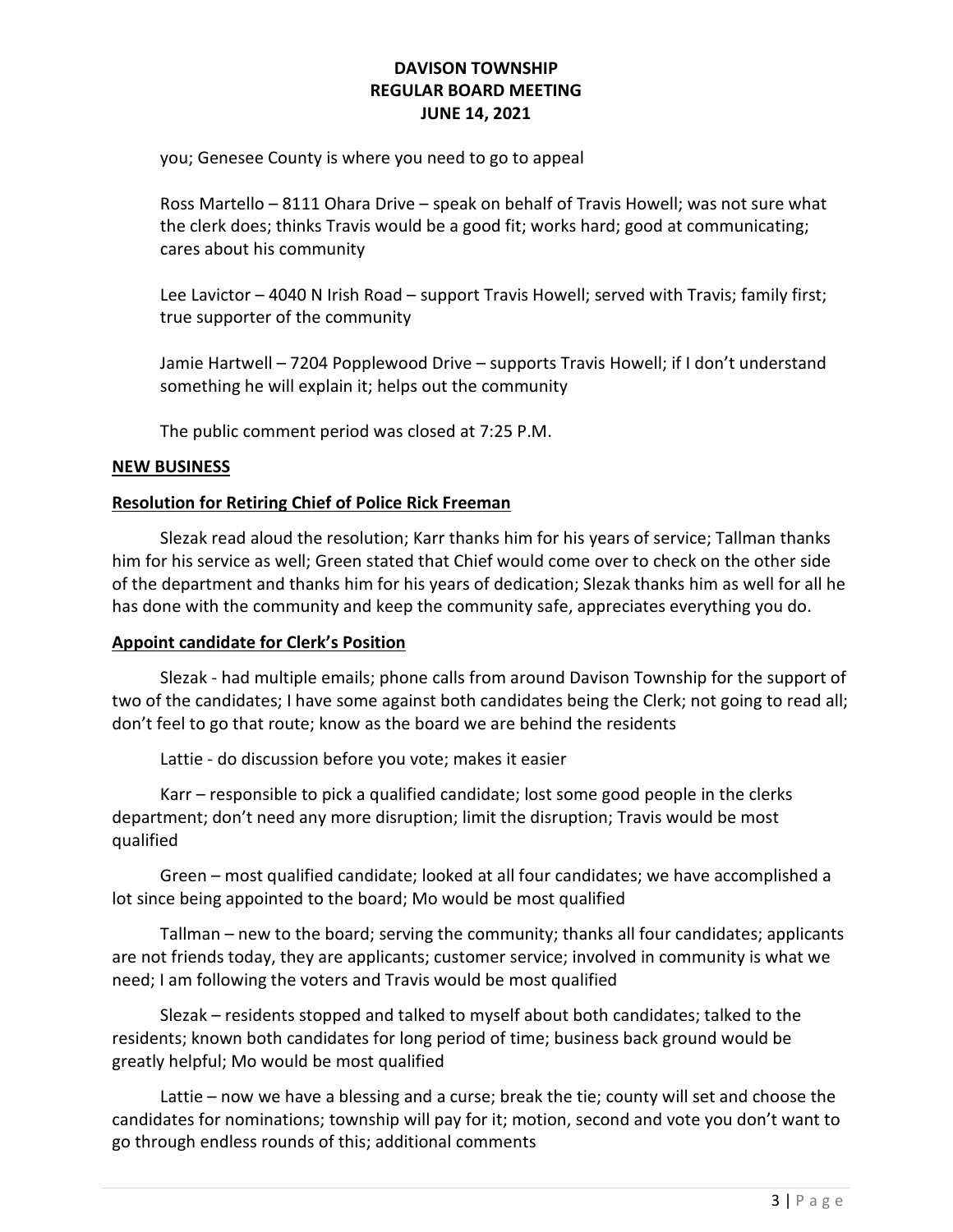you; Genesee County is where you need to go to appeal

Ross Martello – 8111 Ohara Drive – speak on behalf of Travis Howell; was not sure what the clerk does; thinks Travis would be a good fit; works hard; good at communicating; cares about his community

Lee Lavictor – 4040 N Irish Road – support Travis Howell; served with Travis; family first; true supporter of the community

Jamie Hartwell – 7204 Popplewood Drive – supports Travis Howell; if I don't understand something he will explain it; helps out the community

The public comment period was closed at 7:25 P.M.

## NEW BUSINESS

### Resolution for Retiring Chief of Police Rick Freeman

Slezak read aloud the resolution; Karr thanks him for his years of service; Tallman thanks him for his service as well; Green stated that Chief would come over to check on the other side of the department and thanks him for his years of dedication; Slezak thanks him as well for all he has done with the community and keep the community safe, appreciates everything you do.

### Appoint candidate for Clerk's Position

Slezak - had multiple emails; phone calls from around Davison Township for the support of two of the candidates; I have some against both candidates being the Clerk; not going to read all; don't feel to go that route; know as the board we are behind the residents

Lattie - do discussion before you vote; makes it easier

Karr – responsible to pick a qualified candidate; lost some good people in the clerks department; don't need any more disruption; limit the disruption; Travis would be most qualified

Green – most qualified candidate; looked at all four candidates; we have accomplished a lot since being appointed to the board; Mo would be most qualified

Tallman – new to the board; serving the community; thanks all four candidates; applicants are not friends today, they are applicants; customer service; involved in community is what we need; I am following the voters and Travis would be most qualified

Slezak – residents stopped and talked to myself about both candidates; talked to the residents; known both candidates for long period of time; business back ground would be greatly helpful; Mo would be most qualified

Lattie – now we have a blessing and a curse; break the tie; county will set and choose the candidates for nominations; township will pay for it; motion, second and vote you don't want to go through endless rounds of this; additional comments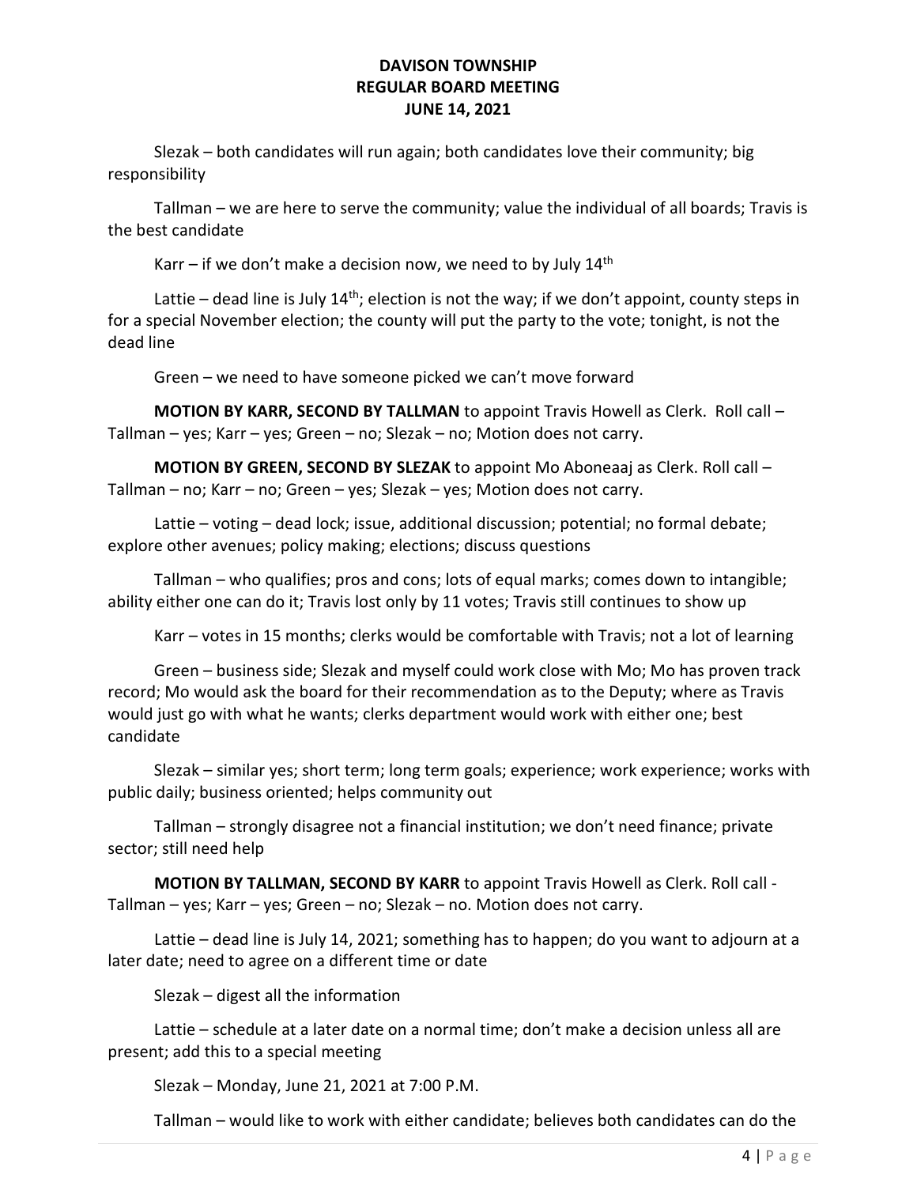Slezak – both candidates will run again; both candidates love their community; big responsibility

Tallman – we are here to serve the community; value the individual of all boards; Travis is the best candidate

Karr – if we don't make a decision now, we need to by July 14th

Lattie – dead line is July 14th; election is not the way; if we don't appoint, county steps in for a special November election; the county will put the party to the vote; tonight, is not the dead line

Green – we need to have someone picked we can't move forward

**MOTION BY KARR, SECOND BY TALLMAN** to appoint Travis Howell as Clerk. Roll call – Tallman – yes; Karr – yes; Green – no; Slezak – no; Motion does not carry.

**MOTION BY GREEN, SECOND BY SLEZAK** to appoint Mo Aboneaaj as Clerk. Roll call – Tallman – no; Karr – no; Green – yes; Slezak – yes; Motion does not carry.

Lattie – voting – dead lock; issue, additional discussion; potential; no formal debate; explore other avenues; policy making; elections; discuss questions

Tallman – who qualifies; pros and cons; lots of equal marks; comes down to intangible; ability either one can do it; Travis lost only by 11 votes; Travis still continues to show up

Karr – votes in 15 months; clerks would be comfortable with Travis; not a lot of learning

Green – business side; Slezak and myself could work close with Mo; Mo has proven track record; Mo would ask the board for their recommendation as to the Deputy; where as Travis would just go with what he wants; clerks department would work with either one; best candidate

Slezak – similar yes; short term; long term goals; experience; work experience; works with public daily; business oriented; helps community out

Tallman – strongly disagree not a financial institution; we don't need finance; private sector; still need help

**MOTION BY TALLMAN, SECOND BY KARR** to appoint Travis Howell as Clerk. Roll call - Tallman – yes; Karr – yes; Green – no; Slezak – no. Motion does not carry.

Lattie – dead line is July 14, 2021; something has to happen; do you want to adjourn at a later date; need to agree on a different time or date

Slezak – digest all the information

Lattie – schedule at a later date on a normal time; don't make a decision unless all are present; add this to a special meeting

Slezak – Monday, June 21, 2021 at 7:00 P.M.

Tallman – would like to work with either candidate; believes both candidates can do the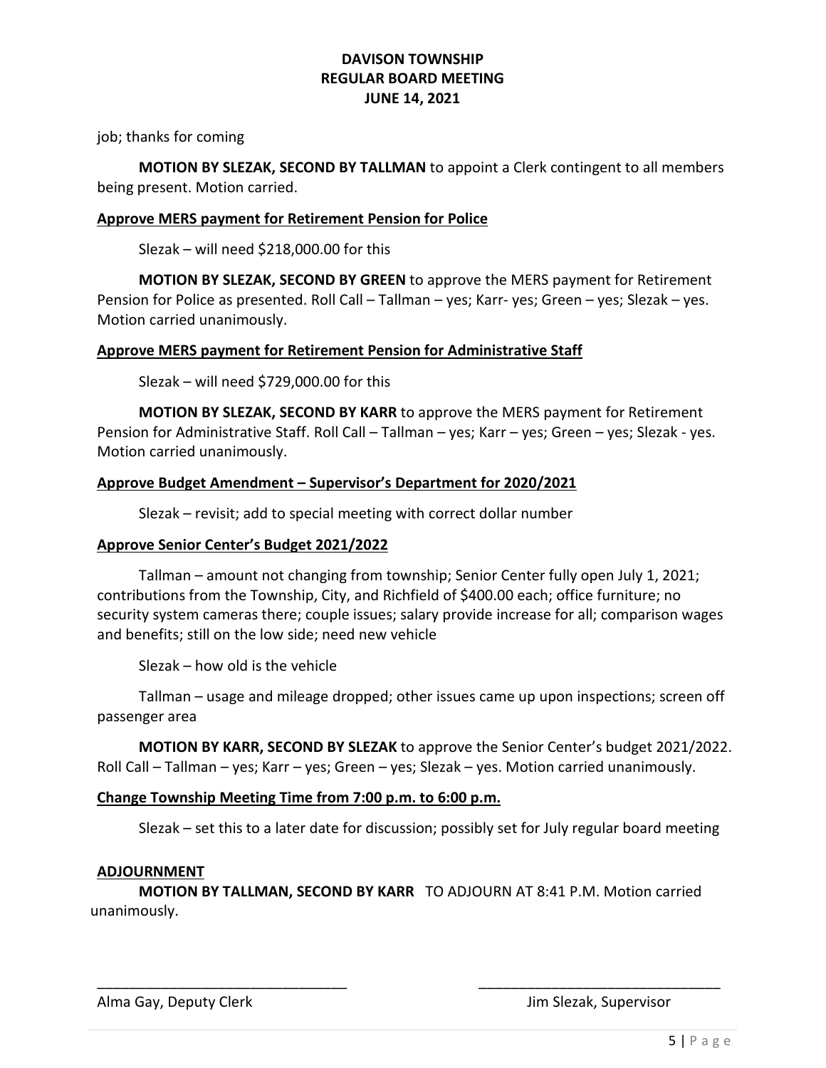job; thanks for coming

**MOTION BY SLEZAK, SECOND BY TALLMAN** to appoint a Clerk contingent to all members being present. Motion carried.

**Approve MERS payment for Retirement Pension for Police**

Slezak – will need $218,000.00 for this

**MOTION BY SLEZAK, SECOND BY GREEN** to approve the MERS payment for Retirement Pension for Police as presented. Roll Call – Tallman – yes; Karr- yes; Green – yes; Slezak – yes. Motion carried unanimously.

**Approve MERS payment for Retirement Pension for Administrative Staff**

Slezak – will need $729,000.00 for this

**MOTION BY SLEZAK, SECOND BY KARR** to approve the MERS payment for Retirement Pension for Administrative Staff. Roll Call – Tallman – yes; Karr – yes; Green – yes; Slezak - yes. Motion carried unanimously.

**Approve Budget Amendment – Supervisor's Department for 2020/2021**

Slezak – revisit; add to special meeting with correct dollar number

**Approve Senior Center's Budget 2021/2022**

Tallman – amount not changing from township; Senior Center fully open July 1, 2021; contributions from the Township, City, and Richfield of $400.00 each; office furniture; no security system cameras there; couple issues; salary provide increase for all; comparison wages and benefits; still on the low side; need new vehicle

Slezak – how old is the vehicle

Tallman – usage and mileage dropped; other issues came up upon inspections; screen off passenger area

**MOTION BY KARR, SECOND BY SLEZAK** to approve the Senior Center's budget 2021/2022. Roll Call – Tallman – yes; Karr – yes; Green – yes; Slezak – yes. Motion carried unanimously.

**Change Township Meeting Time from 7:00 p.m. to 6:00 p.m.**

Slezak – set this to a later date for discussion; possibly set for July regular board meeting

**ADJOURNMENT**

**MOTION BY TALLMAN, SECOND BY KARR** TO ADJOURN AT 8:41 P.M. Motion carried unanimously.

_______________________________ _______________________________

Alma Gay, Deputy Clerk Jim Slezak, Supervisor